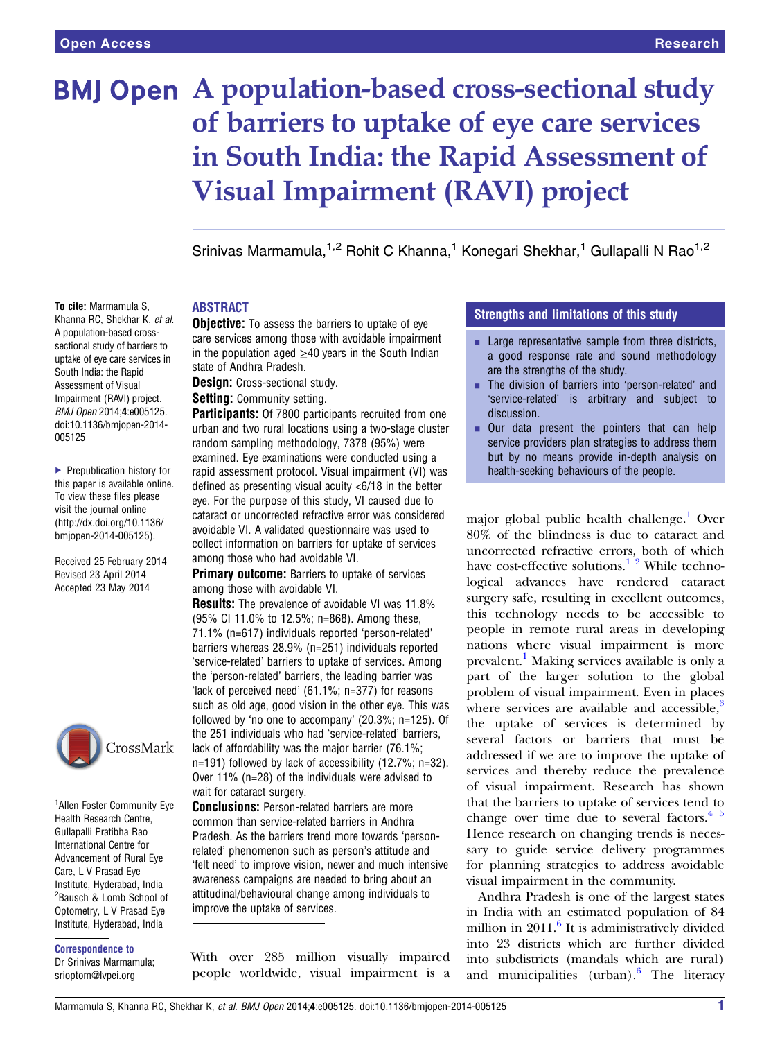# A population-based cross-sectional study of barriers to uptake of eye care services in South India: the Rapid Assessment of Visual Impairment (RAVI) project

Srinivas Marmamula,[1,2] Rohit C Khanna,[1] Konegari Shekhar,[1] Gullapalli N Rao[1,2]

**To cite:** Marmamula S, Khanna RC, Shekhar K, *et al*. A population-based cross-sectional study of barriers to uptake of eye care services in South India: the Rapid Assessment of Visual Impairment (RAVI) project. *BMJ Open* 2014;**4**:e005125. doi:10.1136/bmjopen-2014-005125

▸ Prepublication history for this paper is available online. To view these files please visit the journal online (http://dx.doi.org/10.1136/bmjopen-2014-005125).

Received 25 February 2014
Revised 23 April 2014
Accepted 23 May 2014

[1]Allen Foster Community Eye Health Research Centre, Gullapalli Pratibha Rao International Centre for Advancement of Rural Eye Care, L V Prasad Eye Institute, Hyderabad, India
[2]Bausch & Lomb School of Optometry, L V Prasad Eye Institute, Hyderabad, India

**Correspondence to**
Dr Srinivas Marmamula;
srioptom@lvpei.org

## ABSTRACT

**Objective:** To assess the barriers to uptake of eye care services among those with avoidable impairment in the population aged ≥40 years in the South Indian state of Andhra Pradesh.

**Design:** Cross-sectional study.

**Setting:** Community setting.

**Participants:** Of 7800 participants recruited from one urban and two rural locations using a two-stage cluster random sampling methodology, 7378 (95%) were examined. Eye examinations were conducted using a rapid assessment protocol. Visual impairment (VI) was defined as presenting visual acuity <6/18 in the better eye. For the purpose of this study, VI caused due to cataract or uncorrected refractive error was considered avoidable VI. A validated questionnaire was used to collect information on barriers for uptake of services among those who had avoidable VI.

**Primary outcome:** Barriers to uptake of services among those with avoidable VI.

**Results:** The prevalence of avoidable VI was 11.8% (95% CI 11.0% to 12.5%; n=868). Among these, 71.1% (n=617) individuals reported 'person-related' barriers whereas 28.9% (n=251) individuals reported 'service-related' barriers to uptake of services. Among the 'person-related' barriers, the leading barrier was 'lack of perceived need' (61.1%; n=377) for reasons such as old age, good vision in the other eye. This was followed by 'no one to accompany' (20.3%; n=125). Of the 251 individuals who had 'service-related' barriers, lack of affordability was the major barrier (76.1%; n=191) followed by lack of accessibility (12.7%; n=32). Over 11% (n=28) of the individuals were advised to wait for cataract surgery.

**Conclusions:** Person-related barriers are more common than service-related barriers in Andhra Pradesh. As the barriers trend more towards 'person-related' phenomenon such as person's attitude and 'felt need' to improve vision, newer and much intensive awareness campaigns are needed to bring about an attitudinal/behavioural change among individuals to improve the uptake of services.

## Strengths and limitations of this study

- Large representative sample from three districts, a good response rate and sound methodology are the strengths of the study.
- The division of barriers into 'person-related' and 'service-related' is arbitrary and subject to discussion.
- Our data present the pointers that can help service providers plan strategies to address them but by no means provide in-depth analysis on health-seeking behaviours of the people.

With over 285 million visually impaired people worldwide, visual impairment is a major global public health challenge.[1] Over 80% of the blindness is due to cataract and uncorrected refractive errors, both of which have cost-effective solutions.[1,2] While technological advances have rendered cataract surgery safe, resulting in excellent outcomes, this technology needs to be accessible to people in remote rural areas in developing nations where visual impairment is more prevalent.[1] Making services available is only a part of the larger solution to the global problem of visual impairment. Even in places where services are available and accessible,[3] the uptake of services is determined by several factors or barriers that must be addressed if we are to improve the uptake of services and thereby reduce the prevalence of visual impairment. Research has shown that the barriers to uptake of services tend to change over time due to several factors.[4,5] Hence research on changing trends is necessary to guide service delivery programmes for planning strategies to address avoidable visual impairment in the community.

Andhra Pradesh is one of the largest states in India with an estimated population of 84 million in 2011.[6] It is administratively divided into 23 districts which are further divided into subdistricts (mandals which are rural) and municipalities (urban).[6] The literacy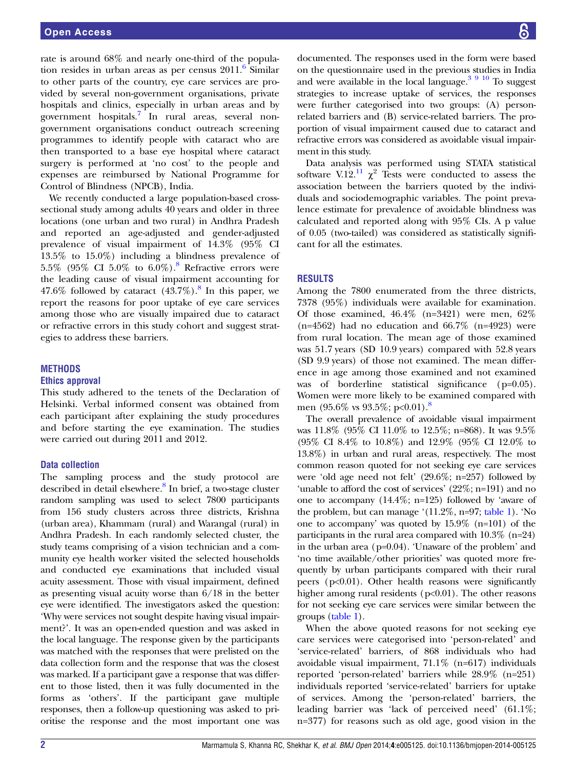rate is around 68% and nearly one-third of the population resides in urban areas as per census 2011.[6] Similar to other parts of the country, eye care services are provided by several non-government organisations, private hospitals and clinics, especially in urban areas and by government hospitals.[7] In rural areas, several non-government organisations conduct outreach screening programmes to identify people with cataract who are then transported to a base eye hospital where cataract surgery is performed at 'no cost' to the people and expenses are reimbursed by National Programme for Control of Blindness (NPCB), India.

We recently conducted a large population-based cross-sectional study among adults 40 years and older in three locations (one urban and two rural) in Andhra Pradesh and reported an age-adjusted and gender-adjusted prevalence of visual impairment of 14.3% (95% CI 13.5% to 15.0%) including a blindness prevalence of 5.5% (95% CI 5.0% to 6.0%).[8] Refractive errors were the leading cause of visual impairment accounting for 47.6% followed by cataract (43.7%).[8] In this paper, we report the reasons for poor uptake of eye care services among those who are visually impaired due to cataract or refractive errors in this study cohort and suggest strategies to address these barriers.

## METHODS

### Ethics approval

This study adhered to the tenets of the Declaration of Helsinki. Verbal informed consent was obtained from each participant after explaining the study procedures and before starting the eye examination. The studies were carried out during 2011 and 2012.

### Data collection

The sampling process and the study protocol are described in detail elsewhere.[8] In brief, a two-stage cluster random sampling was used to select 7800 participants from 156 study clusters across three districts, Krishna (urban area), Khammam (rural) and Warangal (rural) in Andhra Pradesh. In each randomly selected cluster, the study teams comprising of a vision technician and a community eye health worker visited the selected households and conducted eye examinations that included visual acuity assessment. Those with visual impairment, defined as presenting visual acuity worse than 6/18 in the better eye were identified. The investigators asked the question: 'Why were services not sought despite having visual impairment?'. It was an open-ended question and was asked in the local language. The response given by the participants was matched with the responses that were prelisted on the data collection form and the response that was the closest was marked. If a participant gave a response that was different to those listed, then it was fully documented in the forms as 'others'. If the participant gave multiple responses, then a follow-up questioning was asked to prioritise the response and the most important one was documented. The responses used in the form were based on the questionnaire used in the previous studies in India and were available in the local language.[3 9 10] To suggest strategies to increase uptake of services, the responses were further categorised into two groups: (A) person-related barriers and (B) service-related barriers. The proportion of visual impairment caused due to cataract and refractive errors was considered as avoidable visual impairment in this study.

Data analysis was performed using STATA statistical software V.12.[11] $\chi^2$ Tests were conducted to assess the association between the barriers quoted by the individuals and sociodemographic variables. The point prevalence estimate for prevalence of avoidable blindness was calculated and reported along with 95% CIs. A p value of 0.05 (two-tailed) was considered as statistically significant for all the estimates.

## RESULTS

Among the 7800 enumerated from the three districts, 7378 (95%) individuals were available for examination. Of those examined, 46.4% (n=3421) were men, 62% (n=4562) had no education and 66.7% (n=4923) were from rural location. The mean age of those examined was 51.7 years (SD 10.9 years) compared with 52.8 years (SD 9.9 years) of those not examined. The mean difference in age among those examined and not examined was of borderline statistical significance (p=0.05). Women were more likely to be examined compared with men (95.6% vs 93.5%; p<0.01).[8]

The overall prevalence of avoidable visual impairment was 11.8% (95% CI 11.0% to 12.5%; n=868). It was 9.5% (95% CI 8.4% to 10.8%) and 12.9% (95% CI 12.0% to 13.8%) in urban and rural areas, respectively. The most common reason quoted for not seeking eye care services were 'old age need not felt' (29.6%; n=257) followed by 'unable to afford the cost of services' (22%; n=191) and no one to accompany (14.4%; n=125) followed by 'aware of the problem, but can manage '(11.2%, n=97; table 1). 'No one to accompany' was quoted by 15.9% (n=101) of the participants in the rural area compared with 10.3% (n=24) in the urban area (p=0.04). 'Unaware of the problem' and 'no time available/other priorities' was quoted more frequently by urban participants compared with their rural peers (p<0.01). Other health reasons were significantly higher among rural residents (p<0.01). The other reasons for not seeking eye care services were similar between the groups (table 1).

When the above quoted reasons for not seeking eye care services were categorised into 'person-related' and 'service-related' barriers, of 868 individuals who had avoidable visual impairment, 71.1% (n=617) individuals reported 'person-related' barriers while 28.9% (n=251) individuals reported 'service-related' barriers for uptake of services. Among the 'person-related' barriers, the leading barrier was 'lack of perceived need' (61.1%; n=377) for reasons such as old age, good vision in the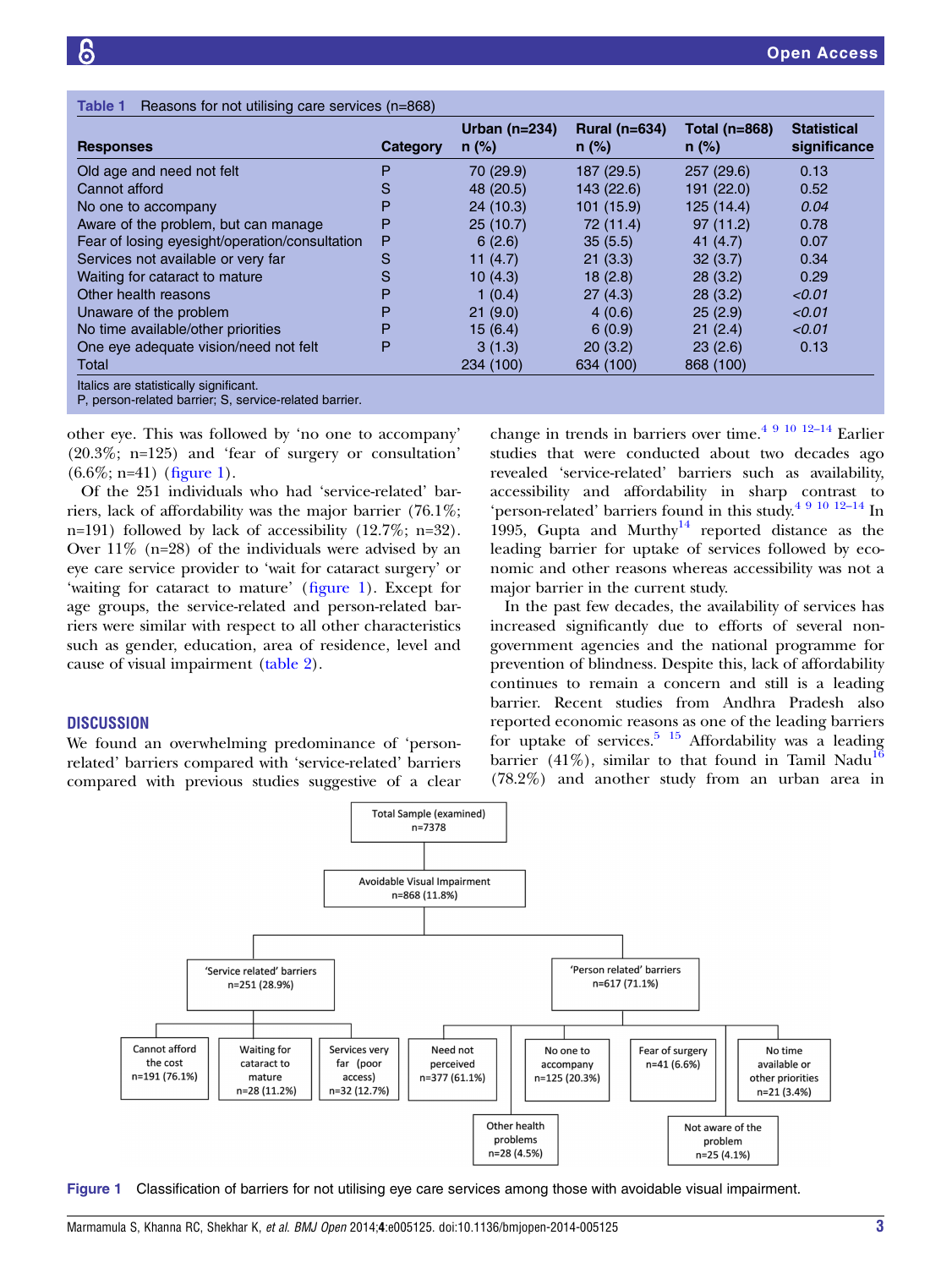**Table 1** Reasons for not utilising care services (n=868)

| Responses | Category | Urban (n=234) n (%) | Rural (n=634) n (%) | Total (n=868) n (%) | Statistical significance |
|---|---|---|---|---|---|
| Old age and need not felt | P | 70 (29.9) | 187 (29.5) | 257 (29.6) | 0.13 |
| Cannot afford | S | 48 (20.5) | 143 (22.6) | 191 (22.0) | 0.52 |
| No one to accompany | P | 24 (10.3) | 101 (15.9) | 125 (14.4) | *0.04* |
| Aware of the problem, but can manage | P | 25 (10.7) | 72 (11.4) | 97 (11.2) | 0.78 |
| Fear of losing eyesight/operation/consultation | P | 6 (2.6) | 35 (5.5) | 41 (4.7) | 0.07 |
| Services not available or very far | S | 11 (4.7) | 21 (3.3) | 32 (3.7) | 0.34 |
| Waiting for cataract to mature | S | 10 (4.3) | 18 (2.8) | 28 (3.2) | 0.29 |
| Other health reasons | P | 1 (0.4) | 27 (4.3) | 28 (3.2) | *<0.01* |
| Unaware of the problem | P | 21 (9.0) | 4 (0.6) | 25 (2.9) | *<0.01* |
| No time available/other priorities | P | 15 (6.4) | 6 (0.9) | 21 (2.4) | *<0.01* |
| One eye adequate vision/need not felt | P | 3 (1.3) | 20 (3.2) | 23 (2.6) | 0.13 |
| Total | | 234 (100) | 634 (100) | 868 (100) | |

Italics are statistically significant.
P, person-related barrier; S, service-related barrier.

other eye. This was followed by 'no one to accompany' (20.3%; n=125) and 'fear of surgery or consultation' (6.6%; n=41) (figure 1).

Of the 251 individuals who had 'service-related' barriers, lack of affordability was the major barrier (76.1%; n=191) followed by lack of accessibility (12.7%; n=32). Over 11% (n=28) of the individuals were advised by an eye care service provider to 'wait for cataract surgery' or 'waiting for cataract to mature' (figure 1). Except for age groups, the service-related and person-related barriers were similar with respect to all other characteristics such as gender, education, area of residence, level and cause of visual impairment (table 2).

## DISCUSSION

We found an overwhelming predominance of 'person-related' barriers compared with 'service-related' barriers compared with previous studies suggestive of a clear change in trends in barriers over time.[4 9 10 12–14] Earlier studies that were conducted about two decades ago revealed 'service-related' barriers such as availability, accessibility and affordability in sharp contrast to 'person-related' barriers found in this study.[4 9 10 12–14] In 1995, Gupta and Murthy[14] reported distance as the leading barrier for uptake of services followed by economic and other reasons whereas accessibility was not a major barrier in the current study.

In the past few decades, the availability of services has increased significantly due to efforts of several non-government agencies and the national programme for prevention of blindness. Despite this, lack of affordability continues to remain a concern and still is a leading barrier. Recent studies from Andhra Pradesh also reported economic reasons as one of the leading barriers for uptake of services.[5 15] Affordability was a leading barrier (41%), similar to that found in Tamil Nadu[16] (78.2%) and another study from an urban area in

Total Sample (examined) n=7378
→ Avoidable Visual Impairment n=868 (11.8%)
→ 'Service related' barriers n=251 (28.9%): Cannot afford the cost n=191 (76.1%); Waiting for cataract to mature n=28 (11.2%); Services very far (poor access) n=32 (12.7%)
→ 'Person related' barriers n=617 (71.1%): Need not perceived n=377 (61.1%); No one to accompany n=125 (20.3%); Fear of surgery n=41 (6.6%); No time available or other priorities n=21 (3.4%); Other health problems n=28 (4.5%); Not aware of the problem n=25 (4.1%)

**Figure 1** Classification of barriers for not utilising eye care services among those with avoidable visual impairment.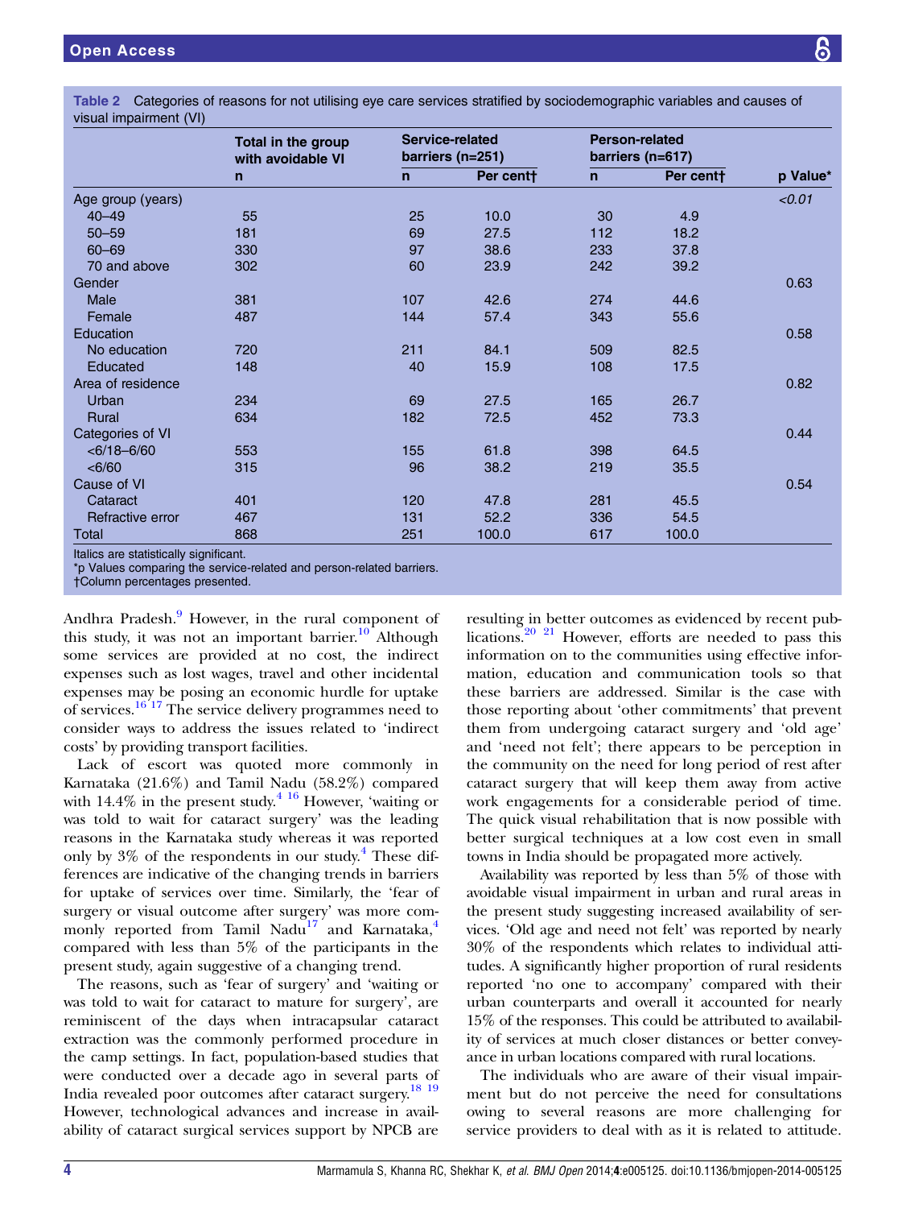**Table 2** Categories of reasons for not utilising eye care services stratified by sociodemographic variables and causes of visual impairment (VI)

| | Total in the group with avoidable VI | Service-related barriers (n=251) | | Person-related barriers (n=617) | | |
|---|---|---|---|---|---|---|
| | n | n | Per cent† | n | Per cent† | p Value* |
| Age group (years) | | | | | | *<0.01* |
| 40–49 | 55 | 25 | 10.0 | 30 | 4.9 | |
| 50–59 | 181 | 69 | 27.5 | 112 | 18.2 | |
| 60–69 | 330 | 97 | 38.6 | 233 | 37.8 | |
| 70 and above | 302 | 60 | 23.9 | 242 | 39.2 | |
| Gender | | | | | | 0.63 |
| Male | 381 | 107 | 42.6 | 274 | 44.6 | |
| Female | 487 | 144 | 57.4 | 343 | 55.6 | |
| Education | | | | | | 0.58 |
| No education | 720 | 211 | 84.1 | 509 | 82.5 | |
| Educated | 148 | 40 | 15.9 | 108 | 17.5 | |
| Area of residence | | | | | | 0.82 |
| Urban | 234 | 69 | 27.5 | 165 | 26.7 | |
| Rural | 634 | 182 | 72.5 | 452 | 73.3 | |
| Categories of VI | | | | | | 0.44 |
| <6/18–6/60 | 553 | 155 | 61.8 | 398 | 64.5 | |
| <6/60 | 315 | 96 | 38.2 | 219 | 35.5 | |
| Cause of VI | | | | | | 0.54 |
| Cataract | 401 | 120 | 47.8 | 281 | 45.5 | |
| Refractive error | 467 | 131 | 52.2 | 336 | 54.5 | |
| Total | 868 | 251 | 100.0 | 617 | 100.0 | |

Italics are statistically significant.
*p Values comparing the service-related and person-related barriers.
†Column percentages presented.

Andhra Pradesh.[9] However, in the rural component of this study, it was not an important barrier.[10] Although some services are provided at no cost, the indirect expenses such as lost wages, travel and other incidental expenses may be posing an economic hurdle for uptake of services.[16,17] The service delivery programmes need to consider ways to address the issues related to 'indirect costs' by providing transport facilities.

Lack of escort was quoted more commonly in Karnataka (21.6%) and Tamil Nadu (58.2%) compared with 14.4% in the present study.[4,16] However, 'waiting or was told to wait for cataract surgery' was the leading reasons in the Karnataka study whereas it was reported only by 3% of the respondents in our study.[4] These differences are indicative of the changing trends in barriers for uptake of services over time. Similarly, the 'fear of surgery or visual outcome after surgery' was more commonly reported from Tamil Nadu[17] and Karnataka,[4] compared with less than 5% of the participants in the present study, again suggestive of a changing trend.

The reasons, such as 'fear of surgery' and 'waiting or was told to wait for cataract to mature for surgery', are reminiscent of the days when intracapsular cataract extraction was the commonly performed procedure in the camp settings. In fact, population-based studies that were conducted over a decade ago in several parts of India revealed poor outcomes after cataract surgery.[18,19] However, technological advances and increase in availability of cataract surgical services support by NPCB are resulting in better outcomes as evidenced by recent publications.[20,21] However, efforts are needed to pass this information on to the communities using effective information, education and communication tools so that these barriers are addressed. Similar is the case with those reporting about 'other commitments' that prevent them from undergoing cataract surgery and 'old age' and 'need not felt'; there appears to be perception in the community on the need for long period of rest after cataract surgery that will keep them away from active work engagements for a considerable period of time. The quick visual rehabilitation that is now possible with better surgical techniques at a low cost even in small towns in India should be propagated more actively.

Availability was reported by less than 5% of those with avoidable visual impairment in urban and rural areas in the present study suggesting increased availability of services. 'Old age and need not felt' was reported by nearly 30% of the respondents which relates to individual attitudes. A significantly higher proportion of rural residents reported 'no one to accompany' compared with their urban counterparts and overall it accounted for nearly 15% of the responses. This could be attributed to availability of services at much closer distances or better conveyance in urban locations compared with rural locations.

The individuals who are aware of their visual impairment but do not perceive the need for consultations owing to several reasons are more challenging for service providers to deal with as it is related to attitude.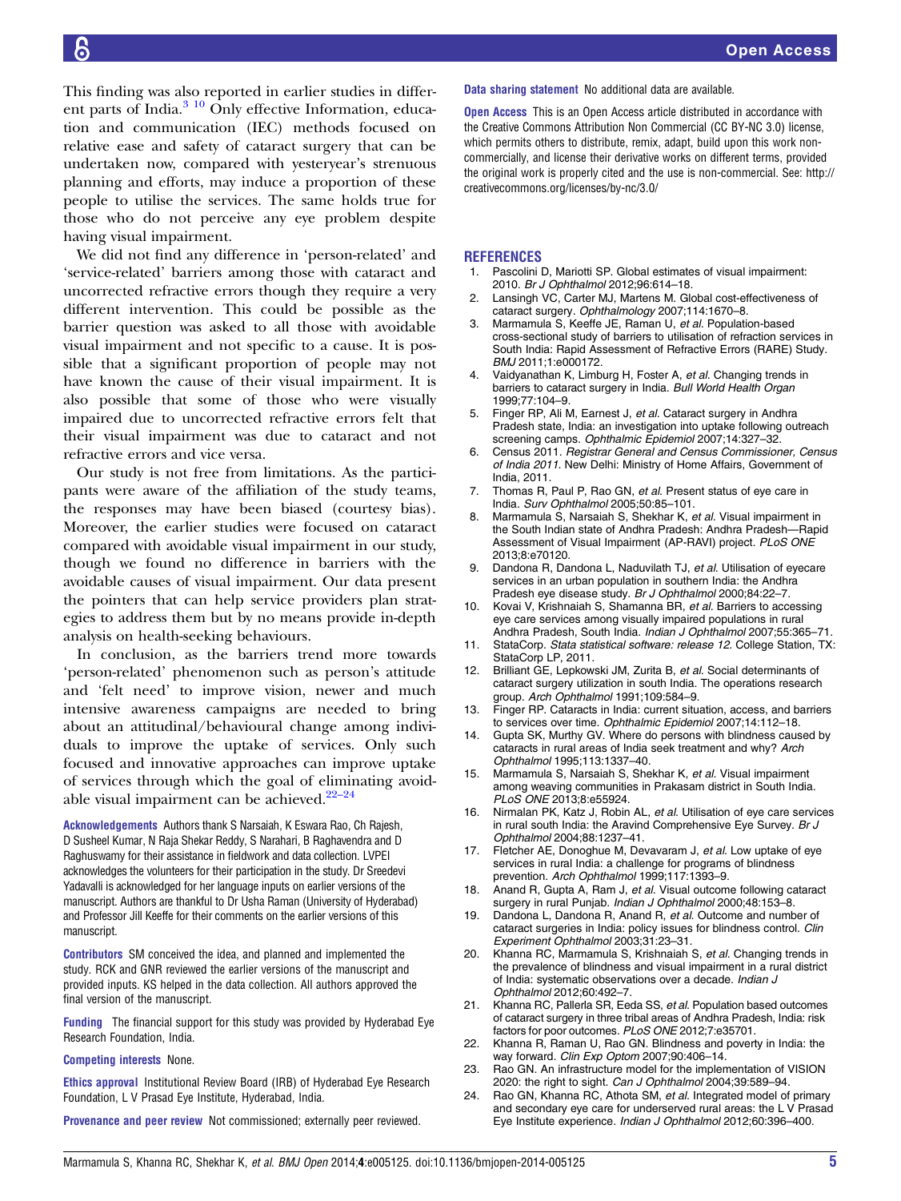This finding was also reported in earlier studies in different parts of India.[3 10] Only effective Information, education and communication (IEC) methods focused on relative ease and safety of cataract surgery that can be undertaken now, compared with yesteryear's strenuous planning and efforts, may induce a proportion of these people to utilise the services. The same holds true for those who do not perceive any eye problem despite having visual impairment.

We did not find any difference in 'person-related' and 'service-related' barriers among those with cataract and uncorrected refractive errors though they require a very different intervention. This could be possible as the barrier question was asked to all those with avoidable visual impairment and not specific to a cause. It is possible that a significant proportion of people may not have known the cause of their visual impairment. It is also possible that some of those who were visually impaired due to uncorrected refractive errors felt that their visual impairment was due to cataract and not refractive errors and vice versa.

Our study is not free from limitations. As the participants were aware of the affiliation of the study teams, the responses may have been biased (courtesy bias). Moreover, the earlier studies were focused on cataract compared with avoidable visual impairment in our study, though we found no difference in barriers with the avoidable causes of visual impairment. Our data present the pointers that can help service providers plan strategies to address them but by no means provide in-depth analysis on health-seeking behaviours.

In conclusion, as the barriers trend more towards 'person-related' phenomenon such as person's attitude and 'felt need' to improve vision, newer and much intensive awareness campaigns are needed to bring about an attitudinal/behavioural change among individuals to improve the uptake of services. Only such focused and innovative approaches can improve uptake of services through which the goal of eliminating avoidable visual impairment can be achieved.[22–24]

**Acknowledgements** Authors thank S Narsaiah, K Eswara Rao, Ch Rajesh, D Susheel Kumar, N Raja Shekar Reddy, S Narahari, B Raghavendra and D Raghuswamy for their assistance in fieldwork and data collection. LVPEI acknowledges the volunteers for their participation in the study. Dr Sreedevi Yadavalli is acknowledged for her language inputs on earlier versions of the manuscript. Authors are thankful to Dr Usha Raman (University of Hyderabad) and Professor Jill Keeffe for their comments on the earlier versions of this manuscript.

**Contributors** SM conceived the idea, and planned and implemented the study. RCK and GNR reviewed the earlier versions of the manuscript and provided inputs. KS helped in the data collection. All authors approved the final version of the manuscript.

**Funding** The financial support for this study was provided by Hyderabad Eye Research Foundation, India.

**Competing interests** None.

**Ethics approval** Institutional Review Board (IRB) of Hyderabad Eye Research Foundation, L V Prasad Eye Institute, Hyderabad, India.

**Provenance and peer review** Not commissioned; externally peer reviewed.

**Data sharing statement** No additional data are available.

**Open Access** This is an Open Access article distributed in accordance with the Creative Commons Attribution Non Commercial (CC BY-NC 3.0) license, which permits others to distribute, remix, adapt, build upon this work non-commercially, and license their derivative works on different terms, provided the original work is properly cited and the use is non-commercial. See: http://creativecommons.org/licenses/by-nc/3.0/

## REFERENCES

1. Pascolini D, Mariotti SP. Global estimates of visual impairment: 2010. *Br J Ophthalmol* 2012;96:614–18.
2. Lansingh VC, Carter MJ, Martens M. Global cost-effectiveness of cataract surgery. *Ophthalmology* 2007;114:1670–8.
3. Marmamula S, Keeffe JE, Raman U, *et al*. Population-based cross-sectional study of barriers to utilisation of refraction services in South India: Rapid Assessment of Refractive Errors (RARE) Study. *BMJ* 2011;1:e000172.
4. Vaidyanathan K, Limburg H, Foster A, *et al*. Changing trends in barriers to cataract surgery in India. *Bull World Health Organ* 1999;77:104–9.
5. Finger RP, Ali M, Earnest J, *et al*. Cataract surgery in Andhra Pradesh state, India: an investigation into uptake following outreach screening camps. *Ophthalmic Epidemiol* 2007;14:327–32.
6. Census 2011. *Registrar General and Census Commissioner, Census of India 2011*. New Delhi: Ministry of Home Affairs, Government of India, 2011.
7. Thomas R, Paul P, Rao GN, *et al*. Present status of eye care in India. *Surv Ophthalmol* 2005;50:85–101.
8. Marmamula S, Narsaiah S, Shekhar K, *et al*. Visual impairment in the South Indian state of Andhra Pradesh: Andhra Pradesh—Rapid Assessment of Visual Impairment (AP-RAVI) project. *PLoS ONE* 2013;8:e70120.
9. Dandona R, Dandona L, Naduvilath TJ, *et al*. Utilisation of eyecare services in an urban population in southern India: the Andhra Pradesh eye disease study. *Br J Ophthalmol* 2000;84:22–7.
10. Kovai V, Krishnaiah S, Shamanna BR, *et al*. Barriers to accessing eye care services among visually impaired populations in rural Andhra Pradesh, South India. *Indian J Ophthalmol* 2007;55:365–71.
11. StataCorp. *Stata statistical software: release 12*. College Station, TX: StataCorp LP, 2011.
12. Brilliant GE, Lepkowski JM, Zurita B, *et al*. Social determinants of cataract surgery utilization in south India. The operations research group. *Arch Ophthalmol* 1991;109:584–9.
13. Finger RP. Cataracts in India: current situation, access, and barriers to services over time. *Ophthalmic Epidemiol* 2007;14:112–18.
14. Gupta SK, Murthy GV. Where do persons with blindness caused by cataracts in rural areas of India seek treatment and why? *Arch Ophthalmol* 1995;113:1337–40.
15. Marmamula S, Narsaiah S, Shekhar K, *et al*. Visual impairment among weaving communities in Prakasam district in South India. *PLoS ONE* 2013;8:e55924.
16. Nirmalan PK, Katz J, Robin AL, *et al*. Utilisation of eye care services in rural south India: the Aravind Comprehensive Eye Survey. *Br J Ophthalmol* 2004;88:1237–41.
17. Fletcher AE, Donoghue M, Devavaram J, *et al*. Low uptake of eye services in rural India: a challenge for programs of blindness prevention. *Arch Ophthalmol* 1999;117:1393–9.
18. Anand R, Gupta A, Ram J, *et al*. Visual outcome following cataract surgery in rural Punjab. *Indian J Ophthalmol* 2000;48:153–8.
19. Dandona R, Dandona L, Anand R, *et al*. Outcome and number of cataract surgeries in India: policy issues for blindness control. *Clin Experiment Ophthalmol* 2003;31:23–31.
20. Khanna RC, Marmamula S, Krishnaiah S, *et al*. Changing trends in the prevalence of blindness and visual impairment in a rural district of India: systematic observations over a decade. *Indian J Ophthalmol* 2012;60:492–7.
21. Khanna RC, Pallerla SR, Eeda SS, *et al*. Population based outcomes of cataract surgery in three tribal areas of Andhra Pradesh, India: risk factors for poor outcomes. *PLoS ONE* 2012;7:e35701.
22. Khanna R, Raman U, Rao GN. Blindness and poverty in India: the way forward. *Clin Exp Optom* 2007;90:406–14.
23. Rao GN. An infrastructure model for the implementation of VISION 2020: the right to sight. *Can J Ophthalmol* 2004;39:589–94.
24. Rao GN, Khanna RC, Athota SM, *et al*. Integrated model of primary and secondary eye care for underserved rural areas: the L V Prasad Eye Institute experience. *Indian J Ophthalmol* 2012;60:396–400.